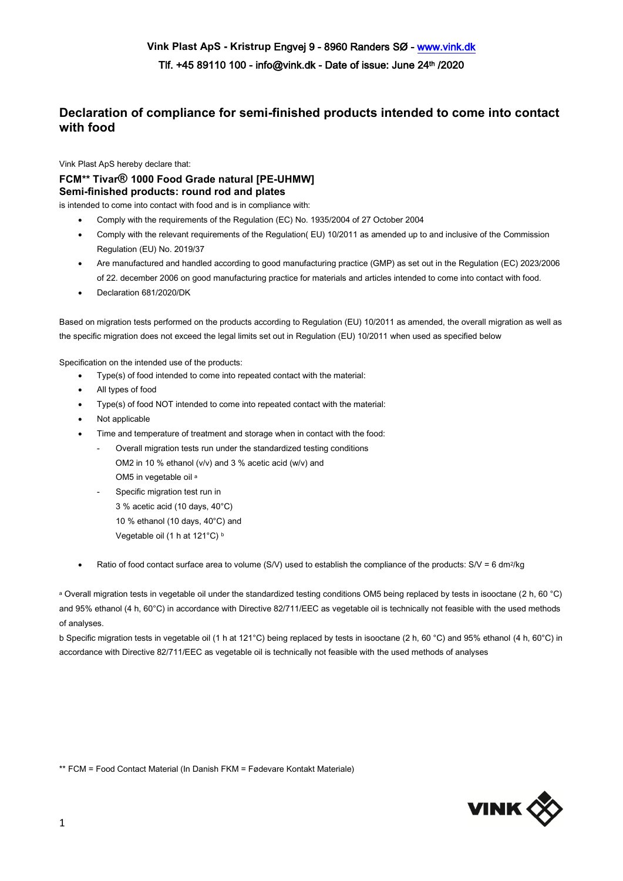Vink Plast ApS - Kristrup Engvej 9 - 8960 Randers SØ - www.vink.dk

Tlf. +45 89110 100 - info@vink.dk - Date of issue: June 24th /2020

## Declaration of compliance for semi-finished products intended to come into contact with food

Vink Plast ApS hereby declare that:

**FCM\*\* Tivar® 1000 Food Grade natural [PE-UHMW]**
**Semi-finished products: round rod and plates**

is intended to come into contact with food and is in compliance with:

- Comply with the requirements of the Regulation (EC) No. 1935/2004 of 27 October 2004
- Comply with the relevant requirements of the Regulation( EU) 10/2011 as amended up to and inclusive of the Commission Regulation (EU) No. 2019/37
- Are manufactured and handled according to good manufacturing practice (GMP) as set out in the Regulation (EC) 2023/2006 of 22. december 2006 on good manufacturing practice for materials and articles intended to come into contact with food.
- Declaration 681/2020/DK

Based on migration tests performed on the products according to Regulation (EU) 10/2011 as amended, the overall migration as well as the specific migration does not exceed the legal limits set out in Regulation (EU) 10/2011 when used as specified below

Specification on the intended use of the products:

- Type(s) of food intended to come into repeated contact with the material:
- All types of food
- Type(s) of food NOT intended to come into repeated contact with the material:
- Not applicable
- Time and temperature of treatment and storage when in contact with the food:
  - Overall migration tests run under the standardized testing conditions
    OM2 in 10 % ethanol (v/v) and 3 % acetic acid (w/v) and
    OM5 in vegetable oil [a]
  - Specific migration test run in
    3 % acetic acid (10 days, 40°C)
    10 % ethanol (10 days, 40°C) and
    Vegetable oil (1 h at 121°C) [b]

- Ratio of food contact surface area to volume (S/V) used to establish the compliance of the products: S/V = 6 $dm^2/kg$

[a] Overall migration tests in vegetable oil under the standardized testing conditions OM5 being replaced by tests in isooctane (2 h, 60 °C) and 95% ethanol (4 h, 60°C) in accordance with Directive 82/711/EEC as vegetable oil is technically not feasible with the used methods of analyses.

b Specific migration tests in vegetable oil (1 h at 121°C) being replaced by tests in isooctane (2 h, 60 °C) and 95% ethanol (4 h, 60°C) in accordance with Directive 82/711/EEC as vegetable oil is technically not feasible with the used methods of analyses

\*\* FCM = Food Contact Material (In Danish FKM = Fødevare Kontakt Materiale)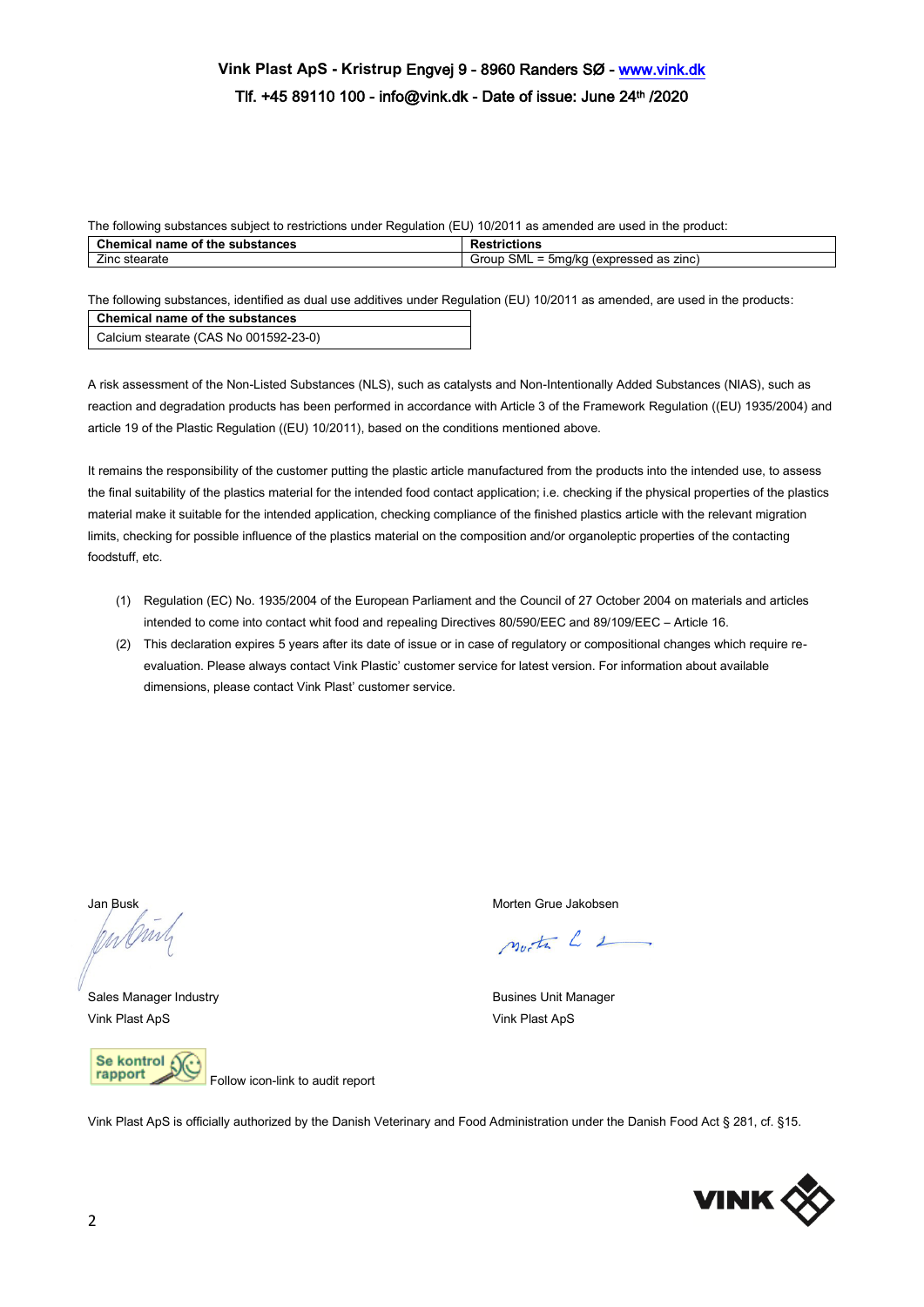Vink Plast ApS - Kristrup Engvej 9 - 8960 Randers SØ - www.vink.dk

Tlf. +45 89110 100 - info@vink.dk - Date of issue: June 24th /2020

The following substances subject to restrictions under Regulation (EU) 10/2011 as amended are used in the product:

| Chemical name of the substances | Restrictions |
|---|---|
| Zinc stearate | Group SML = 5mg/kg (expressed as zinc) |

The following substances, identified as dual use additives under Regulation (EU) 10/2011 as amended, are used in the products:

| Chemical name of the substances |
|---|
| Calcium stearate (CAS No 001592-23-0) |

A risk assessment of the Non-Listed Substances (NLS), such as catalysts and Non-Intentionally Added Substances (NIAS), such as reaction and degradation products has been performed in accordance with Article 3 of the Framework Regulation ((EU) 1935/2004) and article 19 of the Plastic Regulation ((EU) 10/2011), based on the conditions mentioned above.

It remains the responsibility of the customer putting the plastic article manufactured from the products into the intended use, to assess the final suitability of the plastics material for the intended food contact application; i.e. checking if the physical properties of the plastics material make it suitable for the intended application, checking compliance of the finished plastics article with the relevant migration limits, checking for possible influence of the plastics material on the composition and/or organoleptic properties of the contacting foodstuff, etc.

(1) Regulation (EC) No. 1935/2004 of the European Parliament and the Council of 27 October 2004 on materials and articles intended to come into contact whit food and repealing Directives 80/590/EEC and 89/109/EEC – Article 16.

(2) This declaration expires 5 years after its date of issue or in case of regulatory or compositional changes which require re-evaluation. Please always contact Vink Plastic' customer service for latest version. For information about available dimensions, please contact Vink Plast' customer service.

Jan Busk

Sales Manager Industry

Vink Plast ApS

Morten Grue Jakobsen

Busines Unit Manager

Vink Plast ApS

Se kontrol rapport Follow icon-link to audit report

Vink Plast ApS is officially authorized by the Danish Veterinary and Food Administration under the Danish Food Act § 281, cf. §15.

VINK